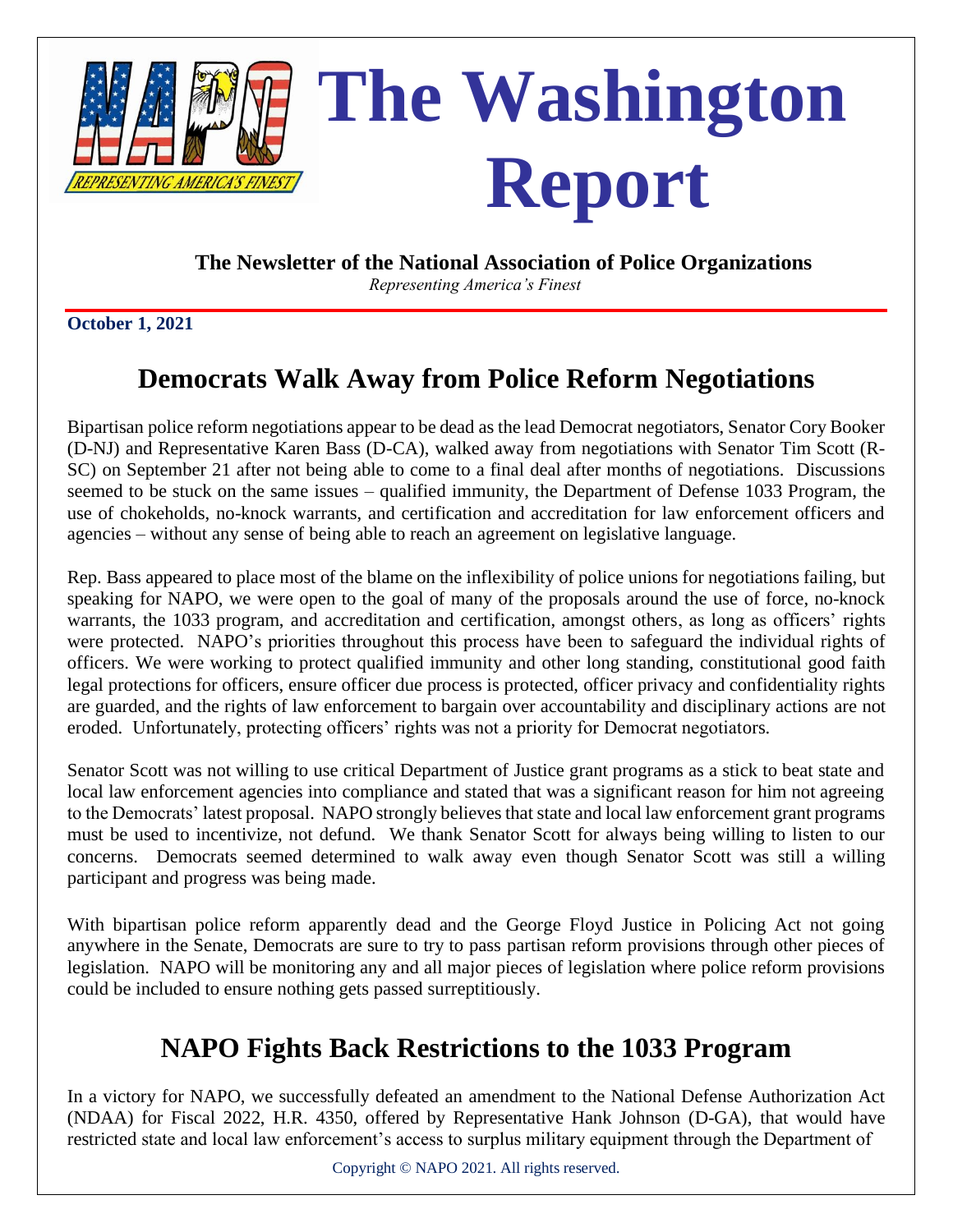# The Washington Report

**The Newsletter of the National Association of Police Organizations**

*Representing America's Finest*

**October 1, 2021**

## Democrats Walk Away from Police Reform Negotiations

Bipartisan police reform negotiations appear to be dead as the lead Democrat negotiators, Senator Cory Booker (D-NJ) and Representative Karen Bass (D-CA), walked away from negotiations with Senator Tim Scott (R-SC) on September 21 after not being able to come to a final deal after months of negotiations. Discussions seemed to be stuck on the same issues – qualified immunity, the Department of Defense 1033 Program, the use of chokeholds, no-knock warrants, and certification and accreditation for law enforcement officers and agencies – without any sense of being able to reach an agreement on legislative language.

Rep. Bass appeared to place most of the blame on the inflexibility of police unions for negotiations failing, but speaking for NAPO, we were open to the goal of many of the proposals around the use of force, no-knock warrants, the 1033 program, and accreditation and certification, amongst others, as long as officers' rights were protected. NAPO's priorities throughout this process have been to safeguard the individual rights of officers. We were working to protect qualified immunity and other long standing, constitutional good faith legal protections for officers, ensure officer due process is protected, officer privacy and confidentiality rights are guarded, and the rights of law enforcement to bargain over accountability and disciplinary actions are not eroded. Unfortunately, protecting officers' rights was not a priority for Democrat negotiators.

Senator Scott was not willing to use critical Department of Justice grant programs as a stick to beat state and local law enforcement agencies into compliance and stated that was a significant reason for him not agreeing to the Democrats' latest proposal. NAPO strongly believes that state and local law enforcement grant programs must be used to incentivize, not defund. We thank Senator Scott for always being willing to listen to our concerns. Democrats seemed determined to walk away even though Senator Scott was still a willing participant and progress was being made.

With bipartisan police reform apparently dead and the George Floyd Justice in Policing Act not going anywhere in the Senate, Democrats are sure to try to pass partisan reform provisions through other pieces of legislation. NAPO will be monitoring any and all major pieces of legislation where police reform provisions could be included to ensure nothing gets passed surreptitiously.

## NAPO Fights Back Restrictions to the 1033 Program

In a victory for NAPO, we successfully defeated an amendment to the National Defense Authorization Act (NDAA) for Fiscal 2022, H.R. 4350, offered by Representative Hank Johnson (D-GA), that would have restricted state and local law enforcement's access to surplus military equipment through the Department of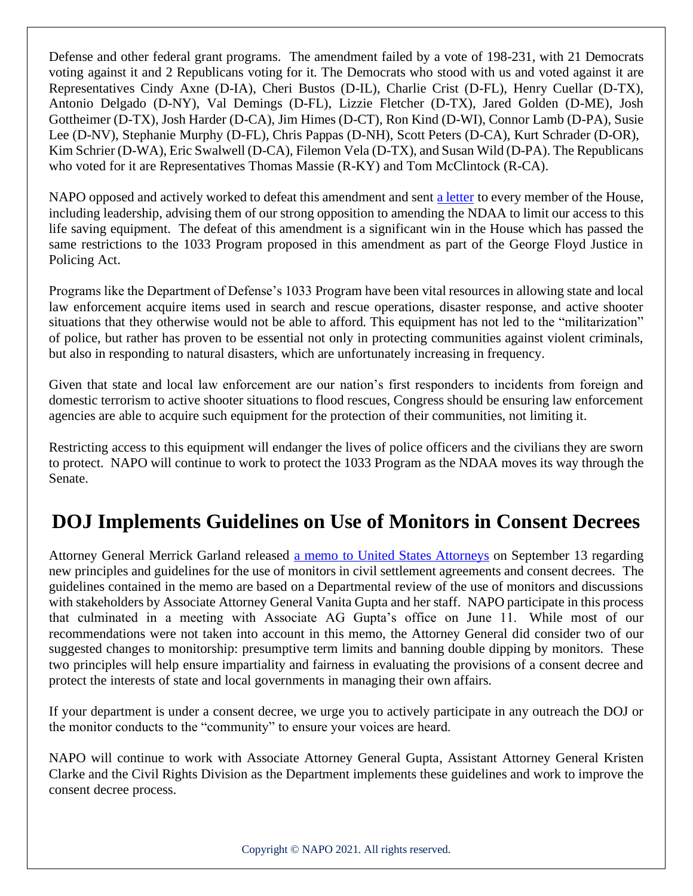Defense and other federal grant programs. The amendment failed by a vote of 198-231, with 21 Democrats voting against it and 2 Republicans voting for it. The Democrats who stood with us and voted against it are Representatives Cindy Axne (D-IA), Cheri Bustos (D-IL), Charlie Crist (D-FL), Henry Cuellar (D-TX), Antonio Delgado (D-NY), Val Demings (D-FL), Lizzie Fletcher (D-TX), Jared Golden (D-ME), Josh Gottheimer (D-TX), Josh Harder (D-CA), Jim Himes (D-CT), Ron Kind (D-WI), Connor Lamb (D-PA), Susie Lee (D-NV), Stephanie Murphy (D-FL), Chris Pappas (D-NH), Scott Peters (D-CA), Kurt Schrader (D-OR), Kim Schrier (D-WA), Eric Swalwell (D-CA), Filemon Vela (D-TX), and Susan Wild (D-PA). The Republicans who voted for it are Representatives Thomas Massie (R-KY) and Tom McClintock (R-CA).

NAPO opposed and actively worked to defeat this amendment and sent a letter to every member of the House, including leadership, advising them of our strong opposition to amending the NDAA to limit our access to this life saving equipment. The defeat of this amendment is a significant win in the House which has passed the same restrictions to the 1033 Program proposed in this amendment as part of the George Floyd Justice in Policing Act.

Programs like the Department of Defense's 1033 Program have been vital resources in allowing state and local law enforcement acquire items used in search and rescue operations, disaster response, and active shooter situations that they otherwise would not be able to afford. This equipment has not led to the "militarization" of police, but rather has proven to be essential not only in protecting communities against violent criminals, but also in responding to natural disasters, which are unfortunately increasing in frequency.

Given that state and local law enforcement are our nation's first responders to incidents from foreign and domestic terrorism to active shooter situations to flood rescues, Congress should be ensuring law enforcement agencies are able to acquire such equipment for the protection of their communities, not limiting it.

Restricting access to this equipment will endanger the lives of police officers and the civilians they are sworn to protect. NAPO will continue to work to protect the 1033 Program as the NDAA moves its way through the Senate.

## DOJ Implements Guidelines on Use of Monitors in Consent Decrees

Attorney General Merrick Garland released a memo to United States Attorneys on September 13 regarding new principles and guidelines for the use of monitors in civil settlement agreements and consent decrees. The guidelines contained in the memo are based on a Departmental review of the use of monitors and discussions with stakeholders by Associate Attorney General Vanita Gupta and her staff. NAPO participate in this process that culminated in a meeting with Associate AG Gupta's office on June 11. While most of our recommendations were not taken into account in this memo, the Attorney General did consider two of our suggested changes to monitorship: presumptive term limits and banning double dipping by monitors. These two principles will help ensure impartiality and fairness in evaluating the provisions of a consent decree and protect the interests of state and local governments in managing their own affairs.

If your department is under a consent decree, we urge you to actively participate in any outreach the DOJ or the monitor conducts to the "community" to ensure your voices are heard.

NAPO will continue to work with Associate Attorney General Gupta, Assistant Attorney General Kristen Clarke and the Civil Rights Division as the Department implements these guidelines and work to improve the consent decree process.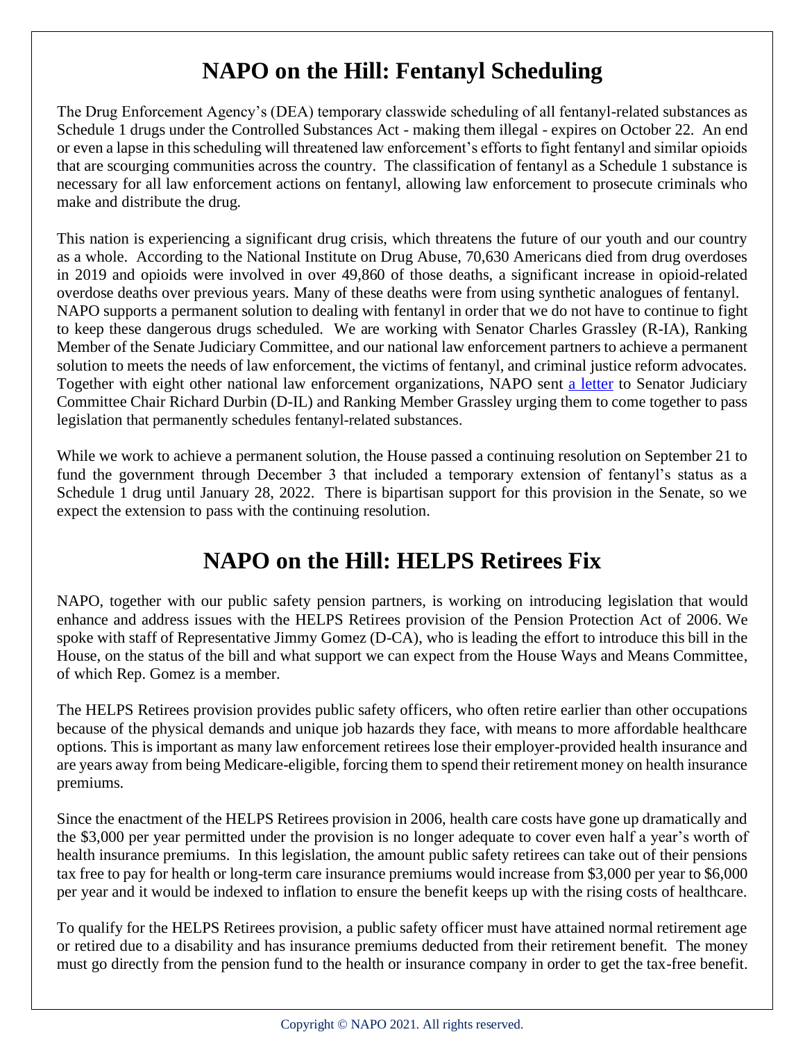# NAPO on the Hill: Fentanyl Scheduling

The Drug Enforcement Agency's (DEA) temporary classwide scheduling of all fentanyl-related substances as Schedule 1 drugs under the Controlled Substances Act - making them illegal - expires on October 22. An end or even a lapse in this scheduling will threatened law enforcement's efforts to fight fentanyl and similar opioids that are scourging communities across the country. The classification of fentanyl as a Schedule 1 substance is necessary for all law enforcement actions on fentanyl, allowing law enforcement to prosecute criminals who make and distribute the drug.

This nation is experiencing a significant drug crisis, which threatens the future of our youth and our country as a whole. According to the National Institute on Drug Abuse, 70,630 Americans died from drug overdoses in 2019 and opioids were involved in over 49,860 of those deaths, a significant increase in opioid-related overdose deaths over previous years. Many of these deaths were from using synthetic analogues of fentanyl. NAPO supports a permanent solution to dealing with fentanyl in order that we do not have to continue to fight to keep these dangerous drugs scheduled. We are working with Senator Charles Grassley (R-IA), Ranking Member of the Senate Judiciary Committee, and our national law enforcement partners to achieve a permanent solution to meets the needs of law enforcement, the victims of fentanyl, and criminal justice reform advocates. Together with eight other national law enforcement organizations, NAPO sent a letter to Senator Judiciary Committee Chair Richard Durbin (D-IL) and Ranking Member Grassley urging them to come together to pass legislation that permanently schedules fentanyl-related substances.

While we work to achieve a permanent solution, the House passed a continuing resolution on September 21 to fund the government through December 3 that included a temporary extension of fentanyl's status as a Schedule 1 drug until January 28, 2022. There is bipartisan support for this provision in the Senate, so we expect the extension to pass with the continuing resolution.

# NAPO on the Hill: HELPS Retirees Fix

NAPO, together with our public safety pension partners, is working on introducing legislation that would enhance and address issues with the HELPS Retirees provision of the Pension Protection Act of 2006. We spoke with staff of Representative Jimmy Gomez (D-CA), who is leading the effort to introduce this bill in the House, on the status of the bill and what support we can expect from the House Ways and Means Committee, of which Rep. Gomez is a member.

The HELPS Retirees provision provides public safety officers, who often retire earlier than other occupations because of the physical demands and unique job hazards they face, with means to more affordable healthcare options. This is important as many law enforcement retirees lose their employer-provided health insurance and are years away from being Medicare-eligible, forcing them to spend their retirement money on health insurance premiums.

Since the enactment of the HELPS Retirees provision in 2006, health care costs have gone up dramatically and the $3,000 per year permitted under the provision is no longer adequate to cover even half a year's worth of health insurance premiums. In this legislation, the amount public safety retirees can take out of their pensions tax free to pay for health or long-term care insurance premiums would increase from $3,000 per year to $6,000 per year and it would be indexed to inflation to ensure the benefit keeps up with the rising costs of healthcare.

To qualify for the HELPS Retirees provision, a public safety officer must have attained normal retirement age or retired due to a disability and has insurance premiums deducted from their retirement benefit. The money must go directly from the pension fund to the health or insurance company in order to get the tax-free benefit.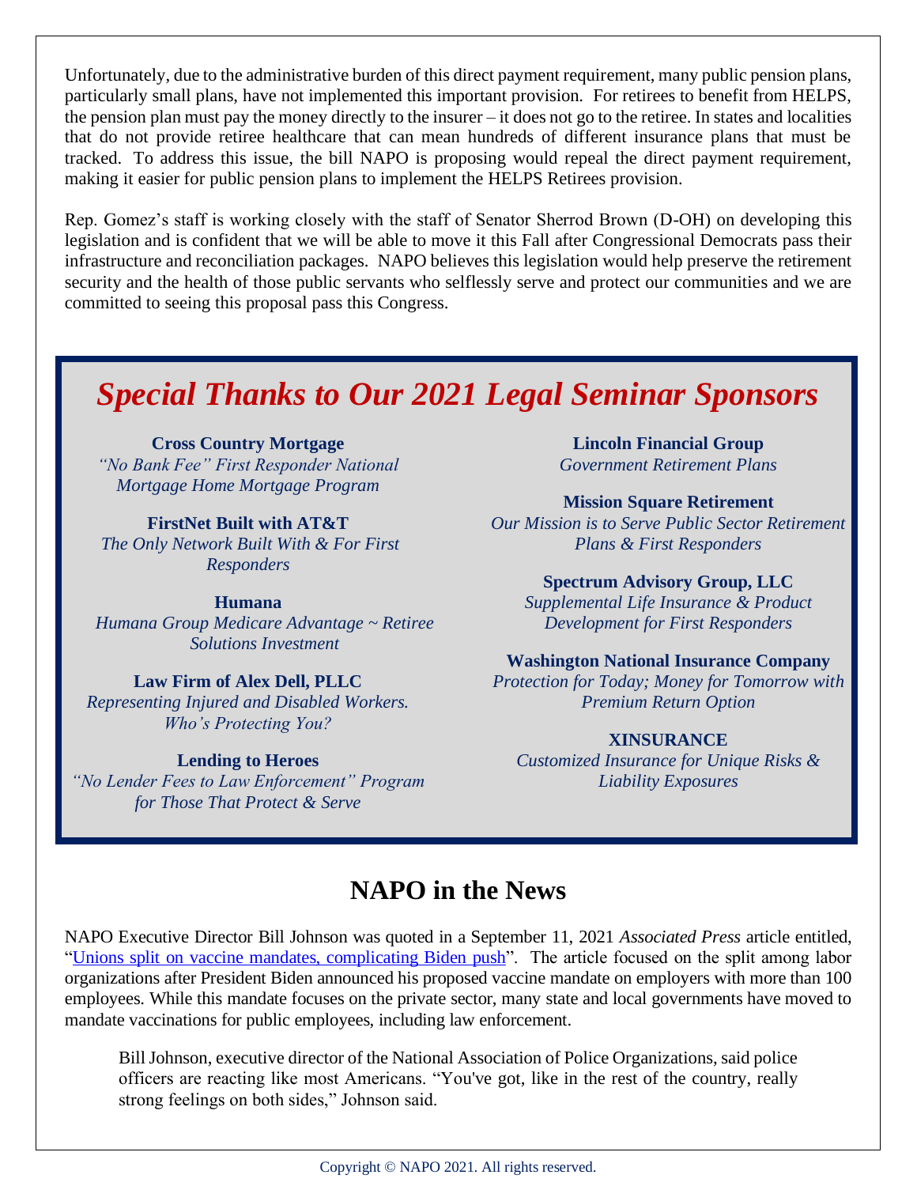Unfortunately, due to the administrative burden of this direct payment requirement, many public pension plans, particularly small plans, have not implemented this important provision. For retirees to benefit from HELPS, the pension plan must pay the money directly to the insurer – it does not go to the retiree. In states and localities that do not provide retiree healthcare that can mean hundreds of different insurance plans that must be tracked. To address this issue, the bill NAPO is proposing would repeal the direct payment requirement, making it easier for public pension plans to implement the HELPS Retirees provision.

Rep. Gomez's staff is working closely with the staff of Senator Sherrod Brown (D-OH) on developing this legislation and is confident that we will be able to move it this Fall after Congressional Democrats pass their infrastructure and reconciliation packages. NAPO believes this legislation would help preserve the retirement security and the health of those public servants who selflessly serve and protect our communities and we are committed to seeing this proposal pass this Congress.

## *Special Thanks to Our 2021 Legal Seminar Sponsors*

**Cross Country Mortgage**
*"No Bank Fee" First Responder National Mortgage Home Mortgage Program*

**FirstNet Built with AT&T**
*The Only Network Built With & For First Responders*

**Humana**
*Humana Group Medicare Advantage ~ Retiree Solutions Investment*

**Law Firm of Alex Dell, PLLC**
*Representing Injured and Disabled Workers. Who's Protecting You?*

**Lending to Heroes**
*"No Lender Fees to Law Enforcement" Program for Those That Protect & Serve*

**Lincoln Financial Group**
*Government Retirement Plans*

**Mission Square Retirement**
*Our Mission is to Serve Public Sector Retirement Plans & First Responders*

**Spectrum Advisory Group, LLC**
*Supplemental Life Insurance & Product Development for First Responders*

**Washington National Insurance Company**
*Protection for Today; Money for Tomorrow with Premium Return Option*

**XINSURANCE**
*Customized Insurance for Unique Risks & Liability Exposures*

## NAPO in the News

NAPO Executive Director Bill Johnson was quoted in a September 11, 2021 *Associated Press* article entitled, "Unions split on vaccine mandates, complicating Biden push". The article focused on the split among labor organizations after President Biden announced his proposed vaccine mandate on employers with more than 100 employees. While this mandate focuses on the private sector, many state and local governments have moved to mandate vaccinations for public employees, including law enforcement.

> Bill Johnson, executive director of the National Association of Police Organizations, said police officers are reacting like most Americans. "You've got, like in the rest of the country, really strong feelings on both sides," Johnson said.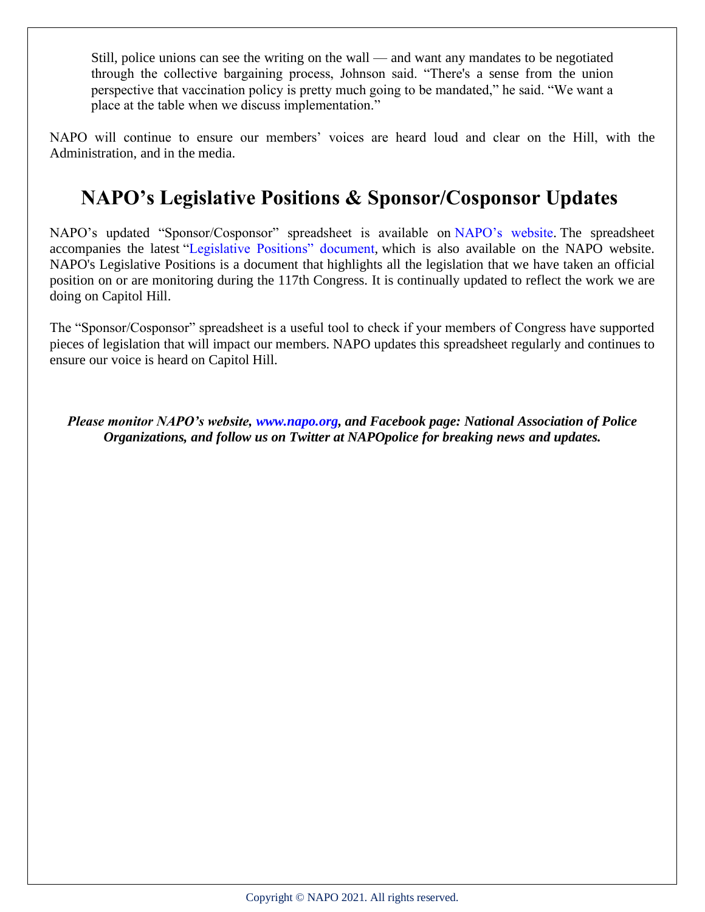> Still, police unions can see the writing on the wall — and want any mandates to be negotiated through the collective bargaining process, Johnson said. "There's a sense from the union perspective that vaccination policy is pretty much going to be mandated," he said. "We want a place at the table when we discuss implementation."

NAPO will continue to ensure our members' voices are heard loud and clear on the Hill, with the Administration, and in the media.

## NAPO's Legislative Positions & Sponsor/Cosponsor Updates

NAPO's updated "Sponsor/Cosponsor" spreadsheet is available on NAPO's website. The spreadsheet accompanies the latest "Legislative Positions" document, which is also available on the NAPO website. NAPO's Legislative Positions is a document that highlights all the legislation that we have taken an official position on or are monitoring during the 117th Congress. It is continually updated to reflect the work we are doing on Capitol Hill.

The "Sponsor/Cosponsor" spreadsheet is a useful tool to check if your members of Congress have supported pieces of legislation that will impact our members. NAPO updates this spreadsheet regularly and continues to ensure our voice is heard on Capitol Hill.

***Please monitor NAPO's website, www.napo.org, and Facebook page: National Association of Police Organizations, and follow us on Twitter at NAPOpolice for breaking news and updates.***

Copyright © NAPO 2021. All rights reserved.